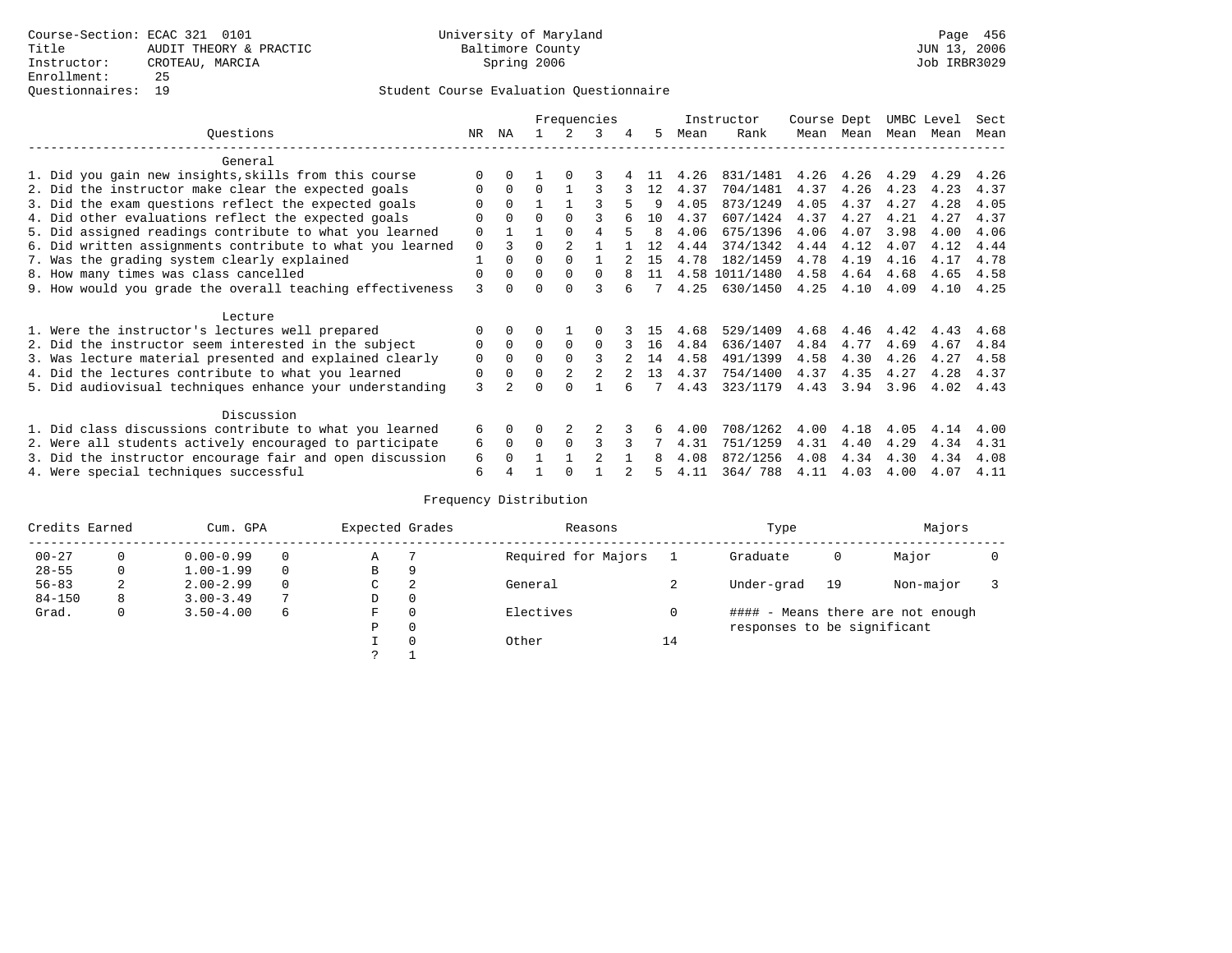Course-Section: ECAC 321 0101
Title: AUDIT THEORY & PRACTIC
Instructor: CROTEAU, MARCIA
Enrollment: 25
Questionnaires: 19

University of Maryland
Baltimore County
Spring 2006

JUN 13, 2006
Job IRBR3029

Student Course Evaluation Questionnaire

| Questions | NR | NA | 1 | 2 | 3 | 4 | 5 | Instructor Mean | Instructor Rank | Course Mean | Dept Mean | UMBC Mean | Level Mean | Sect Mean |
|---|---|---|---|---|---|---|---|---|---|---|---|---|---|---|
| **General** | | | | | | | | | | | | | | |
| 1. Did you gain new insights,skills from this course | 0 | 0 | 1 | 0 | 3 | 4 | 11 | 4.26 | 831/1481 | 4.26 | 4.26 | 4.29 | 4.29 | 4.26 |
| 2. Did the instructor make clear the expected goals | 0 | 0 | 0 | 1 | 3 | 3 | 12 | 4.37 | 704/1481 | 4.37 | 4.26 | 4.23 | 4.23 | 4.37 |
| 3. Did the exam questions reflect the expected goals | 0 | 0 | 1 | 1 | 3 | 5 | 9 | 4.05 | 873/1249 | 4.05 | 4.37 | 4.27 | 4.28 | 4.05 |
| 4. Did other evaluations reflect the expected goals | 0 | 0 | 0 | 0 | 3 | 6 | 10 | 4.37 | 607/1424 | 4.37 | 4.27 | 4.21 | 4.27 | 4.37 |
| 5. Did assigned readings contribute to what you learned | 0 | 1 | 1 | 0 | 4 | 5 | 8 | 4.06 | 675/1396 | 4.06 | 4.07 | 3.98 | 4.00 | 4.06 |
| 6. Did written assignments contribute to what you learned | 0 | 3 | 0 | 2 | 1 | 1 | 12 | 4.44 | 374/1342 | 4.44 | 4.12 | 4.07 | 4.12 | 4.44 |
| 7. Was the grading system clearly explained | 1 | 0 | 0 | 0 | 1 | 2 | 15 | 4.78 | 182/1459 | 4.78 | 4.19 | 4.16 | 4.17 | 4.78 |
| 8. How many times was class cancelled | 0 | 0 | 0 | 0 | 0 | 8 | 11 | 4.58 | 1011/1480 | 4.58 | 4.64 | 4.68 | 4.65 | 4.58 |
| 9. How would you grade the overall teaching effectiveness | 3 | 0 | 0 | 0 | 3 | 6 | 7 | 4.25 | 630/1450 | 4.25 | 4.10 | 4.09 | 4.10 | 4.25 |
| **Lecture** | | | | | | | | | | | | | | |
| 1. Were the instructor's lectures well prepared | 0 | 0 | 0 | 1 | 0 | 3 | 15 | 4.68 | 529/1409 | 4.68 | 4.46 | 4.42 | 4.43 | 4.68 |
| 2. Did the instructor seem interested in the subject | 0 | 0 | 0 | 0 | 0 | 3 | 16 | 4.84 | 636/1407 | 4.84 | 4.77 | 4.69 | 4.67 | 4.84 |
| 3. Was lecture material presented and explained clearly | 0 | 0 | 0 | 0 | 3 | 2 | 14 | 4.58 | 491/1399 | 4.58 | 4.30 | 4.26 | 4.27 | 4.58 |
| 4. Did the lectures contribute to what you learned | 0 | 0 | 0 | 2 | 2 | 2 | 13 | 4.37 | 754/1400 | 4.37 | 4.35 | 4.27 | 4.28 | 4.37 |
| 5. Did audiovisual techniques enhance your understanding | 3 | 2 | 0 | 0 | 1 | 6 | 7 | 4.43 | 323/1179 | 4.43 | 3.94 | 3.96 | 4.02 | 4.43 |
| **Discussion** | | | | | | | | | | | | | | |
| 1. Did class discussions contribute to what you learned | 6 | 0 | 0 | 2 | 2 | 3 | 6 | 4.00 | 708/1262 | 4.00 | 4.18 | 4.05 | 4.14 | 4.00 |
| 2. Were all students actively encouraged to participate | 6 | 0 | 0 | 0 | 3 | 3 | 7 | 4.31 | 751/1259 | 4.31 | 4.40 | 4.29 | 4.34 | 4.31 |
| 3. Did the instructor encourage fair and open discussion | 6 | 0 | 1 | 1 | 2 | 1 | 8 | 4.08 | 872/1256 | 4.08 | 4.34 | 4.30 | 4.34 | 4.08 |
| 4. Were special techniques successful | 6 | 4 | 1 | 0 | 1 | 2 | 5 | 4.11 | 364/ 788 | 4.11 | 4.03 | 4.00 | 4.07 | 4.11 |

Frequency Distribution

| Credits Earned | | Cum. GPA | | Expected Grades | | Reasons | | Type | | Majors | |
|---|---|---|---|---|---|---|---|---|---|---|---|
| 00-27 | 0 | 0.00-0.99 | 0 | A | 7 | Required for Majors | 1 | Graduate | 0 | Major | 0 |
| 28-55 | 0 | 1.00-1.99 | 0 | B | 9 | | | | | | |
| 56-83 | 2 | 2.00-2.99 | 0 | C | 2 | General | 2 | Under-grad | 19 | Non-major | 3 |
| 84-150 | 8 | 3.00-3.49 | 7 | D | 0 | | | | | | |
| Grad. | 0 | 3.50-4.00 | 6 | F | 0 | Electives | 0 | #### - Means there are not enough responses to be significant | | | |
| | | | | P | 0 | | | | | | |
| | | | | I | 0 | Other | 14 | | | | |
| | | | | ? | 1 | | | | | | |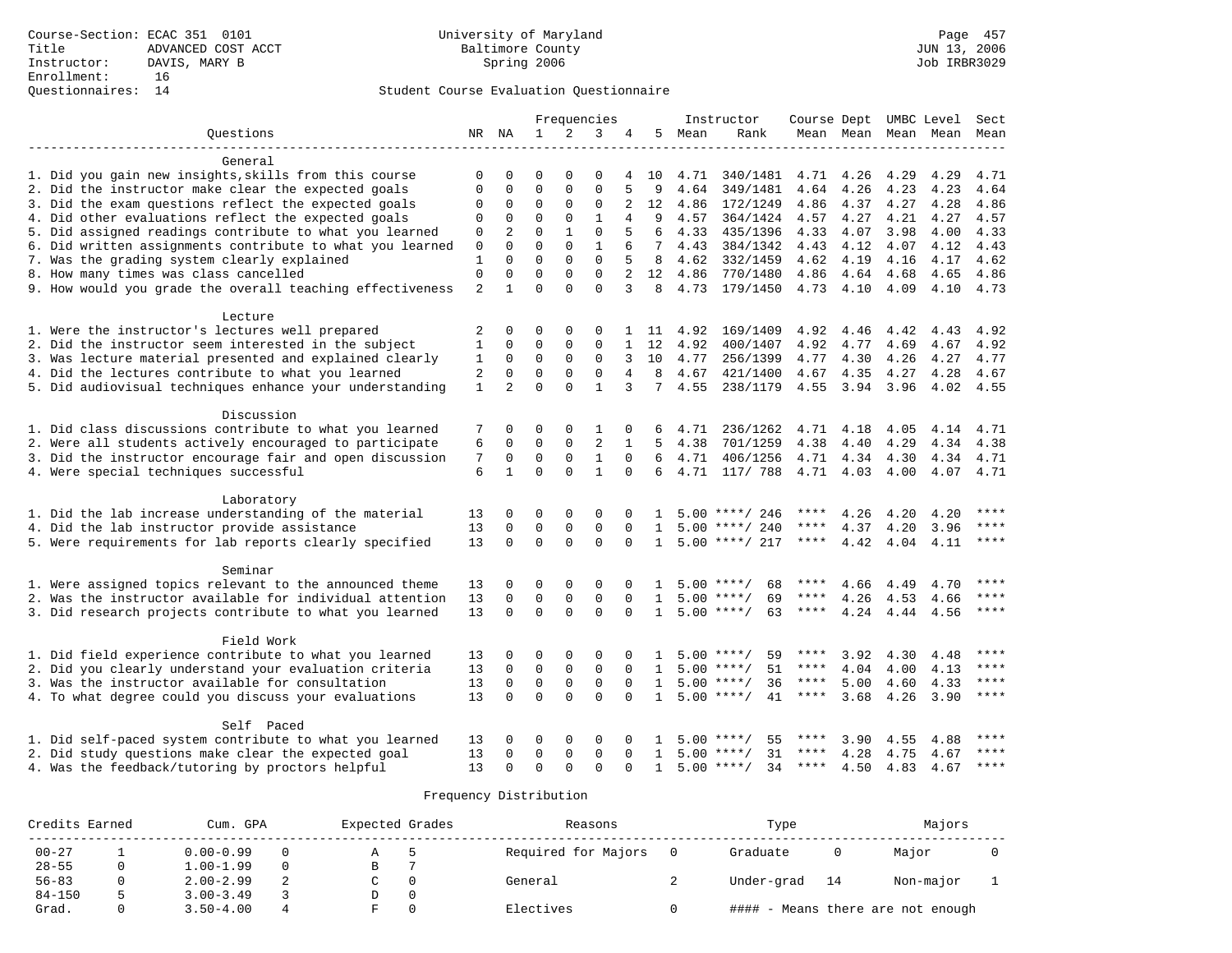Course-Section: ECAC 351 0101
Title: ADVANCED COST ACCT
Instructor: DAVIS, MARY B
Enrollment: 16
Questionnaires: 14

University of Maryland
Baltimore County
Spring 2006

Student Course Evaluation Questionnaire

| Questions | NR | NA | 1 | 2 | 3 | 4 | 5 | Instructor Mean | Instructor Rank | Course Mean | Dept Mean | UMBC Mean | Level Mean | Sect Mean |
|---|---|---|---|---|---|---|---|---|---|---|---|---|---|---|
| **General** | | | | | | | | | | | | | | |
| 1. Did you gain new insights,skills from this course | 0 | 0 | 0 | 0 | 0 | 4 | 10 | 4.71 | 340/1481 | 4.71 | 4.26 | 4.29 | 4.29 | 4.71 |
| 2. Did the instructor make clear the expected goals | 0 | 0 | 0 | 0 | 0 | 5 | 9 | 4.64 | 349/1481 | 4.64 | 4.26 | 4.23 | 4.23 | 4.64 |
| 3. Did the exam questions reflect the expected goals | 0 | 0 | 0 | 0 | 0 | 2 | 12 | 4.86 | 172/1249 | 4.86 | 4.37 | 4.27 | 4.28 | 4.86 |
| 4. Did other evaluations reflect the expected goals | 0 | 0 | 0 | 0 | 1 | 4 | 9 | 4.57 | 364/1424 | 4.57 | 4.27 | 4.21 | 4.27 | 4.57 |
| 5. Did assigned readings contribute to what you learned | 0 | 2 | 0 | 1 | 0 | 5 | 6 | 4.33 | 435/1396 | 4.33 | 4.07 | 3.98 | 4.00 | 4.33 |
| 6. Did written assignments contribute to what you learned | 0 | 0 | 0 | 0 | 1 | 6 | 7 | 4.43 | 384/1342 | 4.43 | 4.12 | 4.07 | 4.12 | 4.43 |
| 7. Was the grading system clearly explained | 1 | 0 | 0 | 0 | 0 | 5 | 8 | 4.62 | 332/1459 | 4.62 | 4.19 | 4.16 | 4.17 | 4.62 |
| 8. How many times was class cancelled | 0 | 0 | 0 | 0 | 0 | 2 | 12 | 4.86 | 770/1480 | 4.86 | 4.64 | 4.68 | 4.65 | 4.86 |
| 9. How would you grade the overall teaching effectiveness | 2 | 1 | 0 | 0 | 0 | 3 | 8 | 4.73 | 179/1450 | 4.73 | 4.10 | 4.09 | 4.10 | 4.73 |
| **Lecture** | | | | | | | | | | | | | | |
| 1. Were the instructor's lectures well prepared | 2 | 0 | 0 | 0 | 0 | 1 | 11 | 4.92 | 169/1409 | 4.92 | 4.46 | 4.42 | 4.43 | 4.92 |
| 2. Did the instructor seem interested in the subject | 1 | 0 | 0 | 0 | 0 | 1 | 12 | 4.92 | 400/1407 | 4.92 | 4.77 | 4.69 | 4.67 | 4.92 |
| 3. Was lecture material presented and explained clearly | 1 | 0 | 0 | 0 | 0 | 3 | 10 | 4.77 | 256/1399 | 4.77 | 4.30 | 4.26 | 4.27 | 4.77 |
| 4. Did the lectures contribute to what you learned | 2 | 0 | 0 | 0 | 0 | 4 | 8 | 4.67 | 421/1400 | 4.67 | 4.35 | 4.27 | 4.28 | 4.67 |
| 5. Did audiovisual techniques enhance your understanding | 1 | 2 | 0 | 0 | 1 | 3 | 7 | 4.55 | 238/1179 | 4.55 | 3.94 | 3.96 | 4.02 | 4.55 |
| **Discussion** | | | | | | | | | | | | | | |
| 1. Did class discussions contribute to what you learned | 7 | 0 | 0 | 0 | 1 | 0 | 6 | 4.71 | 236/1262 | 4.71 | 4.18 | 4.05 | 4.14 | 4.71 |
| 2. Were all students actively encouraged to participate | 6 | 0 | 0 | 0 | 2 | 1 | 5 | 4.38 | 701/1259 | 4.38 | 4.40 | 4.29 | 4.34 | 4.38 |
| 3. Did the instructor encourage fair and open discussion | 7 | 0 | 0 | 0 | 1 | 0 | 6 | 4.71 | 406/1256 | 4.71 | 4.34 | 4.30 | 4.34 | 4.71 |
| 4. Were special techniques successful | 6 | 1 | 0 | 0 | 1 | 0 | 6 | 4.71 | 117/ 788 | 4.71 | 4.03 | 4.00 | 4.07 | 4.71 |
| **Laboratory** | | | | | | | | | | | | | | |
| 1. Did the lab increase understanding of the material | 13 | 0 | 0 | 0 | 0 | 0 | 1 | 5.00 | ****/ 246 | **** | 4.26 | 4.20 | 4.20 | **** |
| 4. Did the lab instructor provide assistance | 13 | 0 | 0 | 0 | 0 | 0 | 1 | 5.00 | ****/ 240 | **** | 4.37 | 4.20 | 3.96 | **** |
| 5. Were requirements for lab reports clearly specified | 13 | 0 | 0 | 0 | 0 | 0 | 1 | 5.00 | ****/ 217 | **** | 4.42 | 4.04 | 4.11 | **** |
| **Seminar** | | | | | | | | | | | | | | |
| 1. Were assigned topics relevant to the announced theme | 13 | 0 | 0 | 0 | 0 | 0 | 1 | 5.00 | ****/ 68 | **** | 4.66 | 4.49 | 4.70 | **** |
| 2. Was the instructor available for individual attention | 13 | 0 | 0 | 0 | 0 | 0 | 1 | 5.00 | ****/ 69 | **** | 4.26 | 4.53 | 4.66 | **** |
| 3. Did research projects contribute to what you learned | 13 | 0 | 0 | 0 | 0 | 0 | 1 | 5.00 | ****/ 63 | **** | 4.24 | 4.44 | 4.56 | **** |
| **Field Work** | | | | | | | | | | | | | | |
| 1. Did field experience contribute to what you learned | 13 | 0 | 0 | 0 | 0 | 0 | 1 | 5.00 | ****/ 59 | **** | 3.92 | 4.30 | 4.48 | **** |
| 2. Did you clearly understand your evaluation criteria | 13 | 0 | 0 | 0 | 0 | 0 | 1 | 5.00 | ****/ 51 | **** | 4.04 | 4.00 | 4.13 | **** |
| 3. Was the instructor available for consultation | 13 | 0 | 0 | 0 | 0 | 0 | 1 | 5.00 | ****/ 36 | **** | 5.00 | 4.60 | 4.33 | **** |
| 4. To what degree could you discuss your evaluations | 13 | 0 | 0 | 0 | 0 | 0 | 1 | 5.00 | ****/ 41 | **** | 3.68 | 4.26 | 3.90 | **** |
| **Self Paced** | | | | | | | | | | | | | | |
| 1. Did self-paced system contribute to what you learned | 13 | 0 | 0 | 0 | 0 | 0 | 1 | 5.00 | ****/ 55 | **** | 3.90 | 4.55 | 4.88 | **** |
| 2. Did study questions make clear the expected goal | 13 | 0 | 0 | 0 | 0 | 0 | 1 | 5.00 | ****/ 31 | **** | 4.28 | 4.75 | 4.67 | **** |
| 4. Was the feedback/tutoring by proctors helpful | 13 | 0 | 0 | 0 | 0 | 0 | 1 | 5.00 | ****/ 34 | **** | 4.50 | 4.83 | 4.67 | **** |

Frequency Distribution

| Credits Earned | | Cum. GPA | | Expected Grades | | Reasons | | Type | | Majors | |
|---|---|---|---|---|---|---|---|---|---|---|---|
| 00-27 | 1 | 0.00-0.99 | 0 | A | 5 | Required for Majors | 0 | Graduate | 0 | Major | 0 |
| 28-55 | 0 | 1.00-1.99 | 0 | B | 7 | | | | | | |
| 56-83 | 0 | 2.00-2.99 | 2 | C | 0 | General | 2 | Under-grad | 14 | Non-major | 1 |
| 84-150 | 5 | 3.00-3.49 | 3 | D | 0 | | | | | | |
| Grad. | 0 | 3.50-4.00 | 4 | F | 0 | Electives | 0 | #### - Means there are not enough | | | |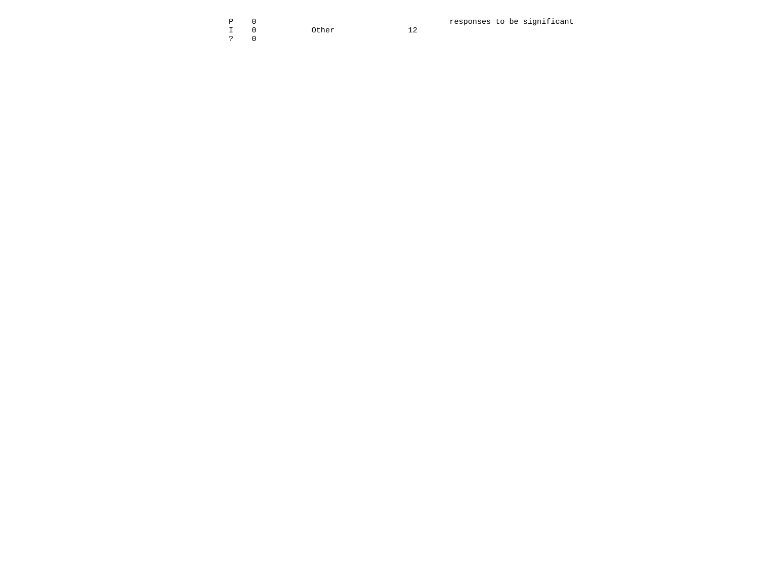| | | | | |
|---|---|---|---|---|
| P | 0 | | | responses to be significant |
| I | 0 | Other | 12 | |
| ? | 0 | | | |